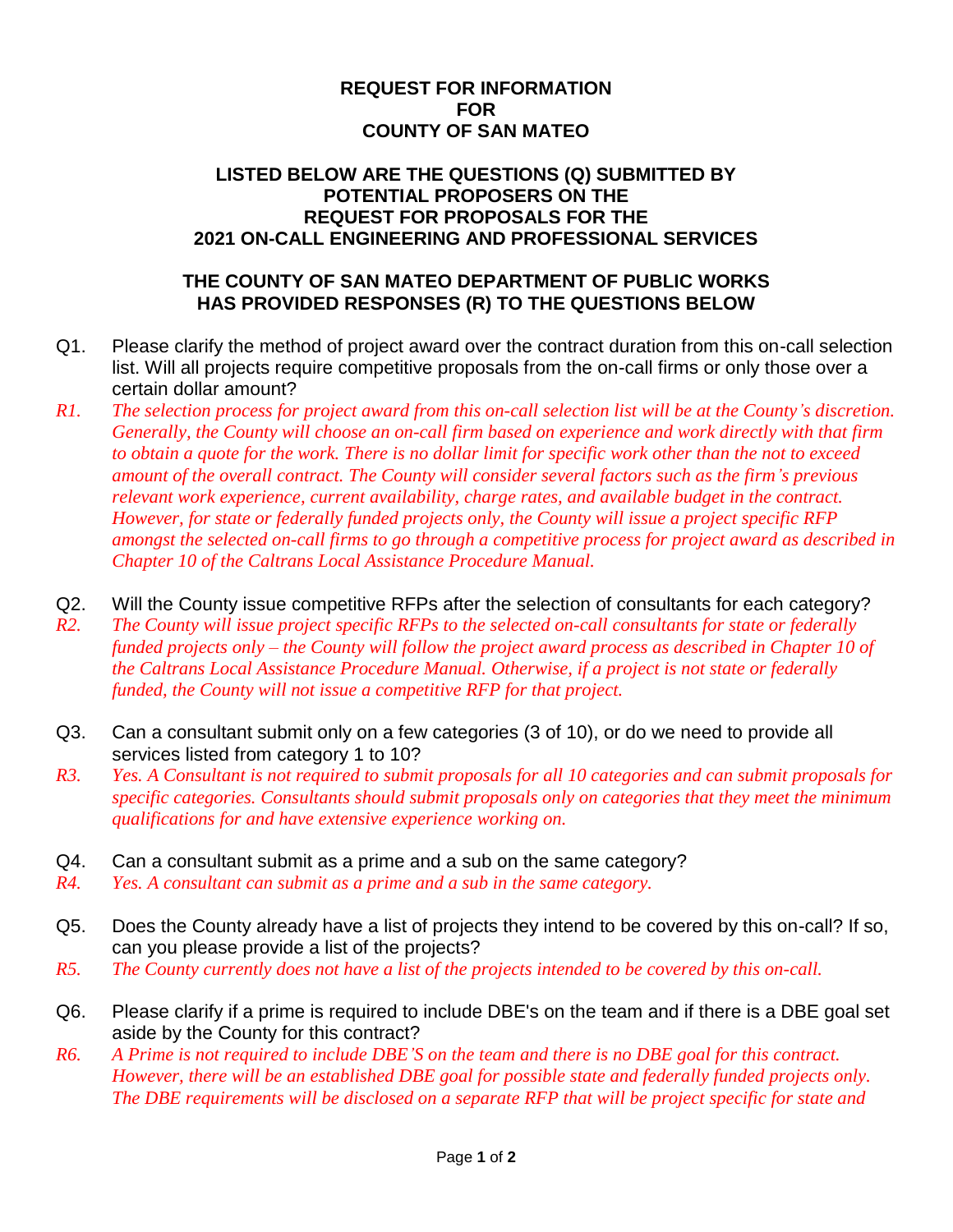# REQUEST FOR INFORMATION
# FOR
# COUNTY OF SAN MATEO

## LISTED BELOW ARE THE QUESTIONS (Q) SUBMITTED BY POTENTIAL PROPOSERS ON THE REQUEST FOR PROPOSALS FOR THE 2021 ON-CALL ENGINEERING AND PROFESSIONAL SERVICES

## THE COUNTY OF SAN MATEO DEPARTMENT OF PUBLIC WORKS HAS PROVIDED RESPONSES (R) TO THE QUESTIONS BELOW

Q1. Please clarify the method of project award over the contract duration from this on-call selection list. Will all projects require competitive proposals from the on-call firms or only those over a certain dollar amount?

*R1. The selection process for project award from this on-call selection list will be at the County's discretion. Generally, the County will choose an on-call firm based on experience and work directly with that firm to obtain a quote for the work. There is no dollar limit for specific work other than the not to exceed amount of the overall contract. The County will consider several factors such as the firm's previous relevant work experience, current availability, charge rates, and available budget in the contract. However, for state or federally funded projects only, the County will issue a project specific RFP amongst the selected on-call firms to go through a competitive process for project award as described in Chapter 10 of the Caltrans Local Assistance Procedure Manual.*

Q2. Will the County issue competitive RFPs after the selection of consultants for each category?

*R2. The County will issue project specific RFPs to the selected on-call consultants for state or federally funded projects only – the County will follow the project award process as described in Chapter 10 of the Caltrans Local Assistance Procedure Manual. Otherwise, if a project is not state or federally funded, the County will not issue a competitive RFP for that project.*

Q3. Can a consultant submit only on a few categories (3 of 10), or do we need to provide all services listed from category 1 to 10?

*R3. Yes. A Consultant is not required to submit proposals for all 10 categories and can submit proposals for specific categories. Consultants should submit proposals only on categories that they meet the minimum qualifications for and have extensive experience working on.*

Q4. Can a consultant submit as a prime and a sub on the same category?

*R4. Yes. A consultant can submit as a prime and a sub in the same category.*

Q5. Does the County already have a list of projects they intend to be covered by this on-call? If so, can you please provide a list of the projects?

*R5. The County currently does not have a list of the projects intended to be covered by this on-call.*

Q6. Please clarify if a prime is required to include DBE's on the team and if there is a DBE goal set aside by the County for this contract?

*R6. A Prime is not required to include DBE'S on the team and there is no DBE goal for this contract. However, there will be an established DBE goal for possible state and federally funded projects only. The DBE requirements will be disclosed on a separate RFP that will be project specific for state and*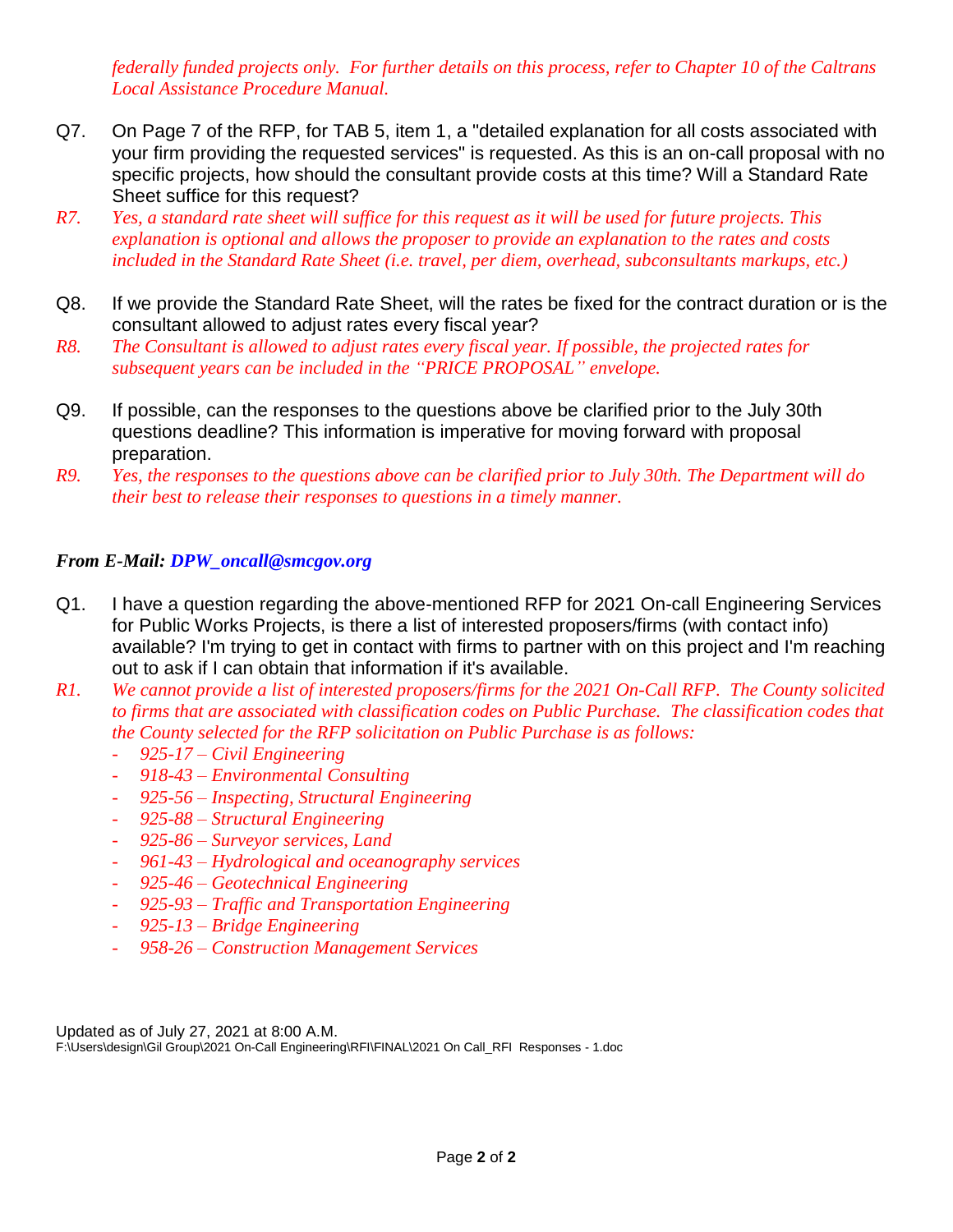*federally funded projects only. For further details on this process, refer to Chapter 10 of the Caltrans Local Assistance Procedure Manual.*

Q7. On Page 7 of the RFP, for TAB 5, item 1, a "detailed explanation for all costs associated with your firm providing the requested services" is requested. As this is an on-call proposal with no specific projects, how should the consultant provide costs at this time? Will a Standard Rate Sheet suffice for this request?

*R7. Yes, a standard rate sheet will suffice for this request as it will be used for future projects. This explanation is optional and allows the proposer to provide an explanation to the rates and costs included in the Standard Rate Sheet (i.e. travel, per diem, overhead, subconsultants markups, etc.)*

Q8. If we provide the Standard Rate Sheet, will the rates be fixed for the contract duration or is the consultant allowed to adjust rates every fiscal year?

*R8. The Consultant is allowed to adjust rates every fiscal year. If possible, the projected rates for subsequent years can be included in the "PRICE PROPOSAL" envelope.*

Q9. If possible, can the responses to the questions above be clarified prior to the July 30th questions deadline? This information is imperative for moving forward with proposal preparation.

*R9. Yes, the responses to the questions above can be clarified prior to July 30th. The Department will do their best to release their responses to questions in a timely manner.*

***From E-Mail: DPW_oncall@smcgov.org***

Q1. I have a question regarding the above-mentioned RFP for 2021 On-call Engineering Services for Public Works Projects, is there a list of interested proposers/firms (with contact info) available? I'm trying to get in contact with firms to partner with on this project and I'm reaching out to ask if I can obtain that information if it's available.

*R1. We cannot provide a list of interested proposers/firms for the 2021 On-Call RFP. The County solicited to firms that are associated with classification codes on Public Purchase. The classification codes that the County selected for the RFP solicitation on Public Purchase is as follows:*

- *925-17 – Civil Engineering*
- *918-43 – Environmental Consulting*
- *925-56 – Inspecting, Structural Engineering*
- *925-88 – Structural Engineering*
- *925-86 – Surveyor services, Land*
- *961-43 – Hydrological and oceanography services*
- *925-46 – Geotechnical Engineering*
- *925-93 – Traffic and Transportation Engineering*
- *925-13 – Bridge Engineering*
- *958-26 – Construction Management Services*

Updated as of July 27, 2021 at 8:00 A.M.
F:\Users\design\Gil Group\2021 On-Call Engineering\RFI\FINAL\2021 On Call_RFI Responses - 1.doc